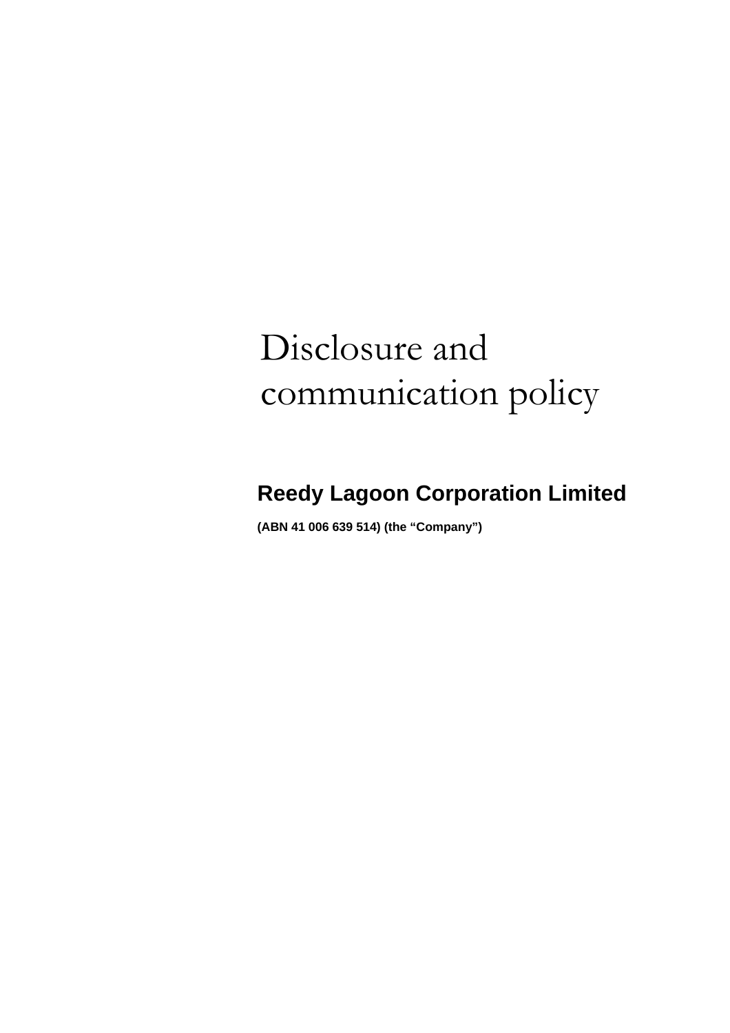# Disclosure and communication policy

## Reedy Lagoon Corporation Limited

**(ABN 41 006 639 514) (the "Company")**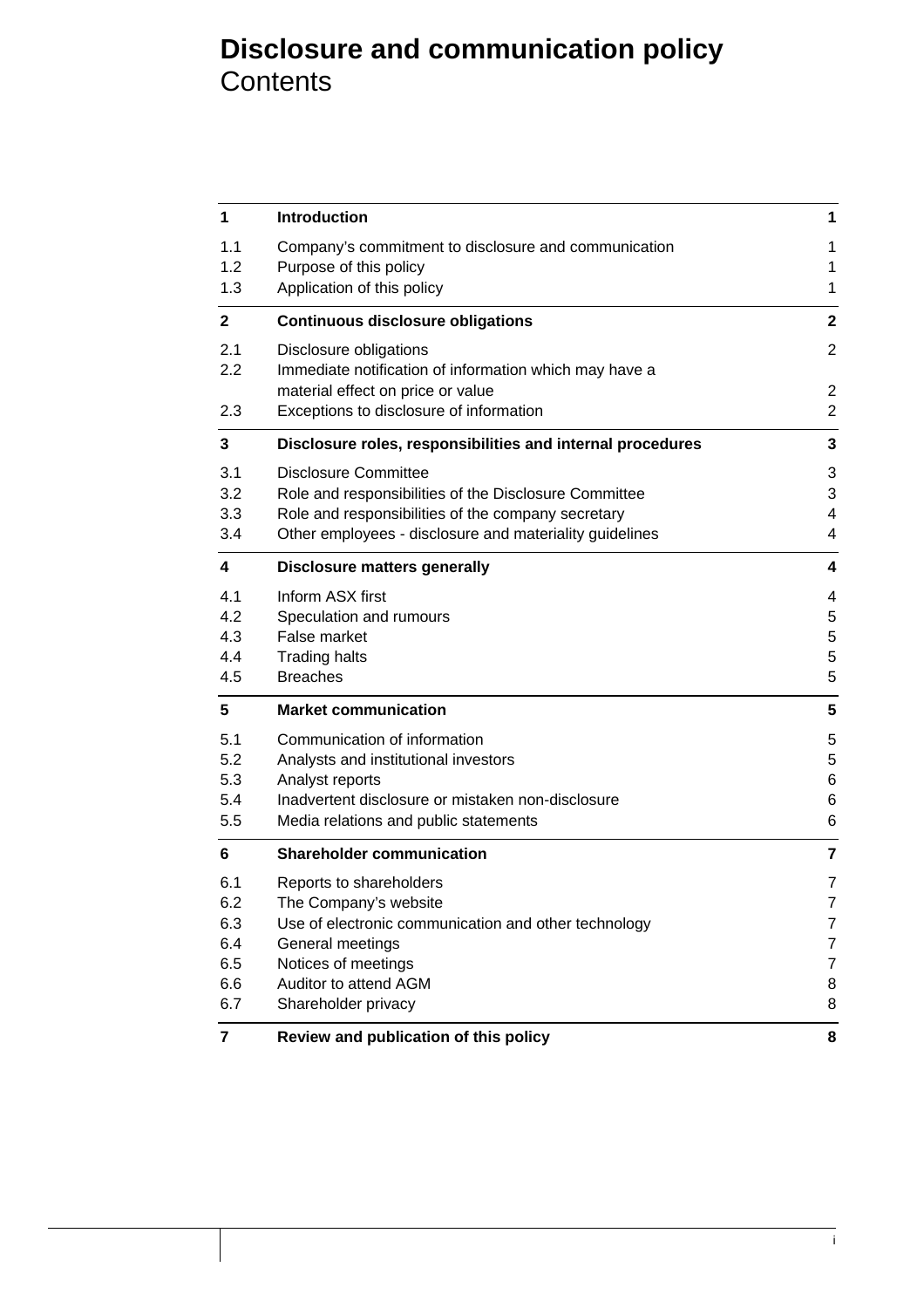# Disclosure and communication policy

## Contents

| | | |
|---|---|---|
| **1** | **Introduction** | **1** |
| 1.1 | Company's commitment to disclosure and communication | 1 |
| 1.2 | Purpose of this policy | 1 |
| 1.3 | Application of this policy | 1 |
| **2** | **Continuous disclosure obligations** | **2** |
| 2.1 | Disclosure obligations | 2 |
| 2.2 | Immediate notification of information which may have a material effect on price or value | 2 |
| 2.3 | Exceptions to disclosure of information | 2 |
| **3** | **Disclosure roles, responsibilities and internal procedures** | **3** |
| 3.1 | Disclosure Committee | 3 |
| 3.2 | Role and responsibilities of the Disclosure Committee | 3 |
| 3.3 | Role and responsibilities of the company secretary | 4 |
| 3.4 | Other employees - disclosure and materiality guidelines | 4 |
| **4** | **Disclosure matters generally** | **4** |
| 4.1 | Inform ASX first | 4 |
| 4.2 | Speculation and rumours | 5 |
| 4.3 | False market | 5 |
| 4.4 | Trading halts | 5 |
| 4.5 | Breaches | 5 |
| **5** | **Market communication** | **5** |
| 5.1 | Communication of information | 5 |
| 5.2 | Analysts and institutional investors | 5 |
| 5.3 | Analyst reports | 6 |
| 5.4 | Inadvertent disclosure or mistaken non-disclosure | 6 |
| 5.5 | Media relations and public statements | 6 |
| **6** | **Shareholder communication** | **7** |
| 6.1 | Reports to shareholders | 7 |
| 6.2 | The Company's website | 7 |
| 6.3 | Use of electronic communication and other technology | 7 |
| 6.4 | General meetings | 7 |
| 6.5 | Notices of meetings | 7 |
| 6.6 | Auditor to attend AGM | 8 |
| 6.7 | Shareholder privacy | 8 |
| **7** | **Review and publication of this policy** | **8** |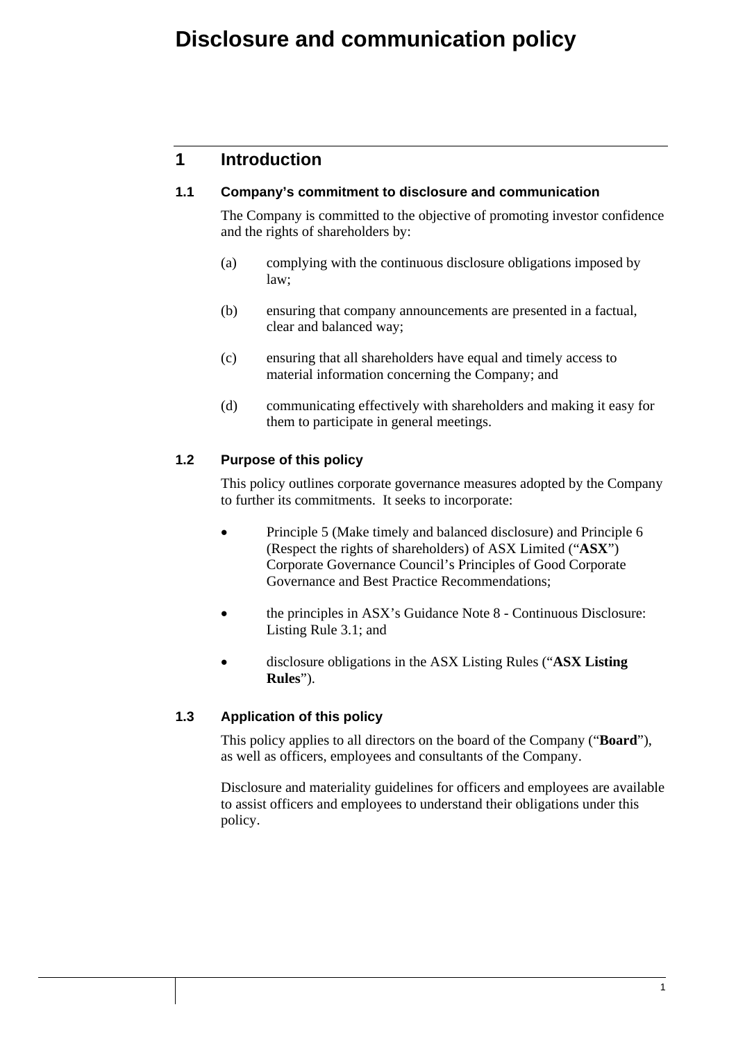# Disclosure and communication policy

## 1 Introduction

### 1.1 Company's commitment to disclosure and communication

The Company is committed to the objective of promoting investor confidence and the rights of shareholders by:

(a) complying with the continuous disclosure obligations imposed by law;

(b) ensuring that company announcements are presented in a factual, clear and balanced way;

(c) ensuring that all shareholders have equal and timely access to material information concerning the Company; and

(d) communicating effectively with shareholders and making it easy for them to participate in general meetings.

### 1.2 Purpose of this policy

This policy outlines corporate governance measures adopted by the Company to further its commitments. It seeks to incorporate:

- Principle 5 (Make timely and balanced disclosure) and Principle 6 (Respect the rights of shareholders) of ASX Limited ("**ASX**") Corporate Governance Council's Principles of Good Corporate Governance and Best Practice Recommendations;
- the principles in ASX's Guidance Note 8 - Continuous Disclosure: Listing Rule 3.1; and
- disclosure obligations in the ASX Listing Rules ("**ASX Listing Rules**").

### 1.3 Application of this policy

This policy applies to all directors on the board of the Company ("**Board**"), as well as officers, employees and consultants of the Company.

Disclosure and materiality guidelines for officers and employees are available to assist officers and employees to understand their obligations under this policy.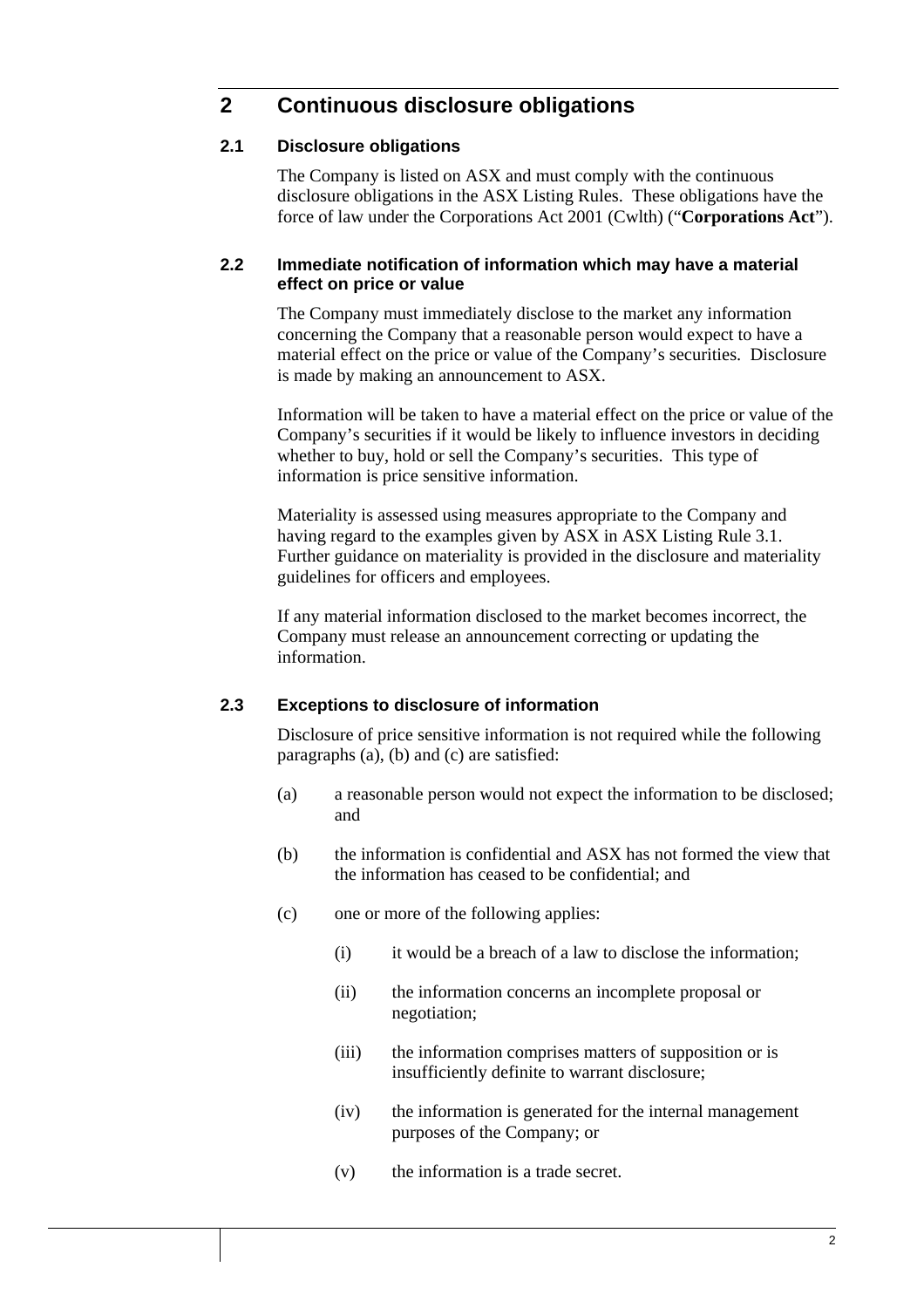# 2 Continuous disclosure obligations

## 2.1 Disclosure obligations

The Company is listed on ASX and must comply with the continuous disclosure obligations in the ASX Listing Rules. These obligations have the force of law under the Corporations Act 2001 (Cwlth) ("**Corporations Act**").

## 2.2 Immediate notification of information which may have a material effect on price or value

The Company must immediately disclose to the market any information concerning the Company that a reasonable person would expect to have a material effect on the price or value of the Company's securities. Disclosure is made by making an announcement to ASX.

Information will be taken to have a material effect on the price or value of the Company's securities if it would be likely to influence investors in deciding whether to buy, hold or sell the Company's securities. This type of information is price sensitive information.

Materiality is assessed using measures appropriate to the Company and having regard to the examples given by ASX in ASX Listing Rule 3.1. Further guidance on materiality is provided in the disclosure and materiality guidelines for officers and employees.

If any material information disclosed to the market becomes incorrect, the Company must release an announcement correcting or updating the information.

## 2.3 Exceptions to disclosure of information

Disclosure of price sensitive information is not required while the following paragraphs (a), (b) and (c) are satisfied:

(a) a reasonable person would not expect the information to be disclosed; and

(b) the information is confidential and ASX has not formed the view that the information has ceased to be confidential; and

(c) one or more of the following applies:

- (i) it would be a breach of a law to disclose the information;
- (ii) the information concerns an incomplete proposal or negotiation;
- (iii) the information comprises matters of supposition or is insufficiently definite to warrant disclosure;
- (iv) the information is generated for the internal management purposes of the Company; or
- (v) the information is a trade secret.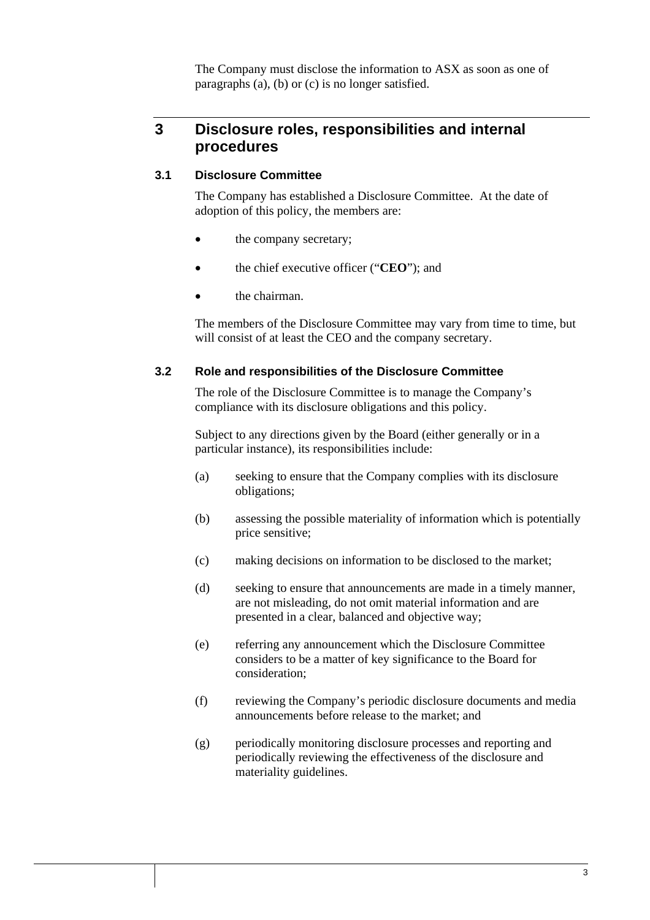The Company must disclose the information to ASX as soon as one of paragraphs (a), (b) or (c) is no longer satisfied.

## 3 Disclosure roles, responsibilities and internal procedures

### 3.1 Disclosure Committee

The Company has established a Disclosure Committee. At the date of adoption of this policy, the members are:

- the company secretary;
- the chief executive officer ("**CEO**"); and
- the chairman.

The members of the Disclosure Committee may vary from time to time, but will consist of at least the CEO and the company secretary.

### 3.2 Role and responsibilities of the Disclosure Committee

The role of the Disclosure Committee is to manage the Company's compliance with its disclosure obligations and this policy.

Subject to any directions given by the Board (either generally or in a particular instance), its responsibilities include:

(a) seeking to ensure that the Company complies with its disclosure obligations;

(b) assessing the possible materiality of information which is potentially price sensitive;

(c) making decisions on information to be disclosed to the market;

(d) seeking to ensure that announcements are made in a timely manner, are not misleading, do not omit material information and are presented in a clear, balanced and objective way;

(e) referring any announcement which the Disclosure Committee considers to be a matter of key significance to the Board for consideration;

(f) reviewing the Company's periodic disclosure documents and media announcements before release to the market; and

(g) periodically monitoring disclosure processes and reporting and periodically reviewing the effectiveness of the disclosure and materiality guidelines.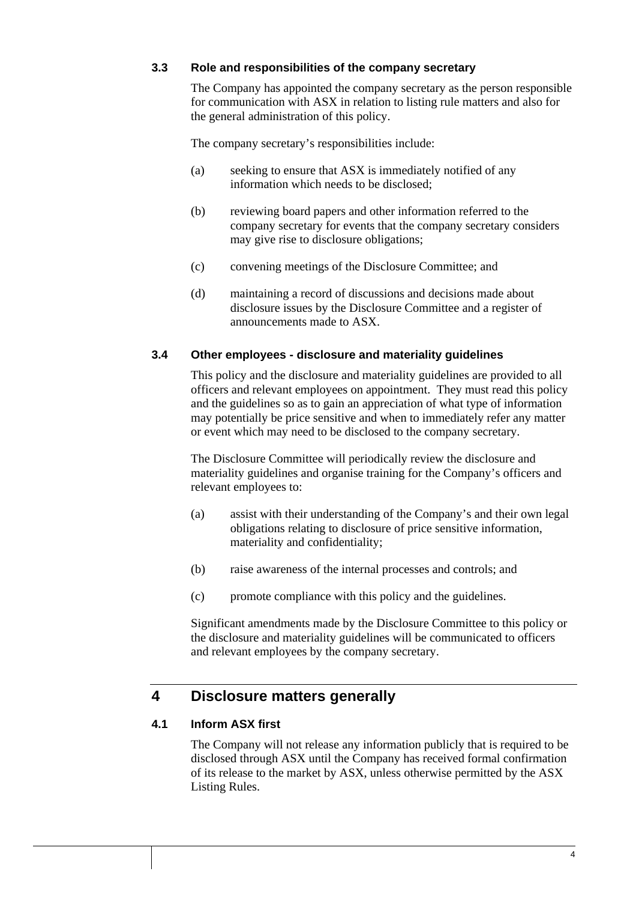### 3.3 Role and responsibilities of the company secretary

The Company has appointed the company secretary as the person responsible for communication with ASX in relation to listing rule matters and also for the general administration of this policy.

The company secretary's responsibilities include:

(a) seeking to ensure that ASX is immediately notified of any information which needs to be disclosed;

(b) reviewing board papers and other information referred to the company secretary for events that the company secretary considers may give rise to disclosure obligations;

(c) convening meetings of the Disclosure Committee; and

(d) maintaining a record of discussions and decisions made about disclosure issues by the Disclosure Committee and a register of announcements made to ASX.

### 3.4 Other employees - disclosure and materiality guidelines

This policy and the disclosure and materiality guidelines are provided to all officers and relevant employees on appointment. They must read this policy and the guidelines so as to gain an appreciation of what type of information may potentially be price sensitive and when to immediately refer any matter or event which may need to be disclosed to the company secretary.

The Disclosure Committee will periodically review the disclosure and materiality guidelines and organise training for the Company's officers and relevant employees to:

(a) assist with their understanding of the Company's and their own legal obligations relating to disclosure of price sensitive information, materiality and confidentiality;

(b) raise awareness of the internal processes and controls; and

(c) promote compliance with this policy and the guidelines.

Significant amendments made by the Disclosure Committee to this policy or the disclosure and materiality guidelines will be communicated to officers and relevant employees by the company secretary.

## 4 Disclosure matters generally

### 4.1 Inform ASX first

The Company will not release any information publicly that is required to be disclosed through ASX until the Company has received formal confirmation of its release to the market by ASX, unless otherwise permitted by the ASX Listing Rules.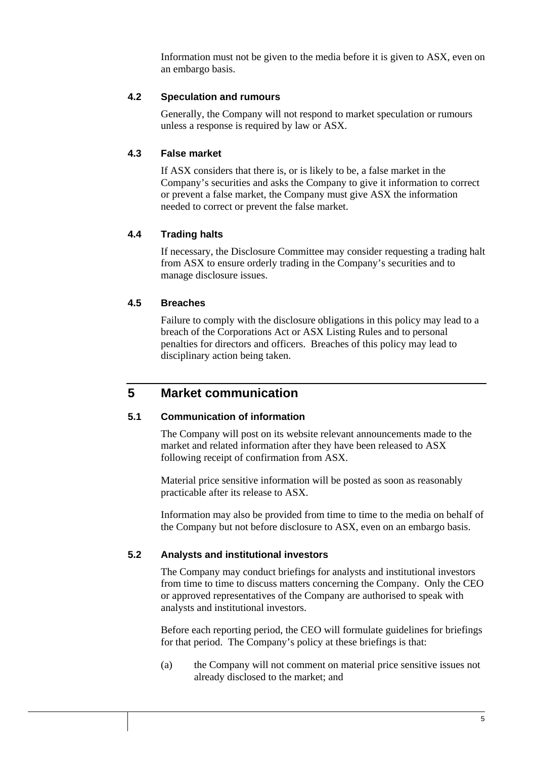Information must not be given to the media before it is given to ASX, even on an embargo basis.

### 4.2 Speculation and rumours

Generally, the Company will not respond to market speculation or rumours unless a response is required by law or ASX.

### 4.3 False market

If ASX considers that there is, or is likely to be, a false market in the Company's securities and asks the Company to give it information to correct or prevent a false market, the Company must give ASX the information needed to correct or prevent the false market.

### 4.4 Trading halts

If necessary, the Disclosure Committee may consider requesting a trading halt from ASX to ensure orderly trading in the Company's securities and to manage disclosure issues.

### 4.5 Breaches

Failure to comply with the disclosure obligations in this policy may lead to a breach of the Corporations Act or ASX Listing Rules and to personal penalties for directors and officers. Breaches of this policy may lead to disciplinary action being taken.

## 5 Market communication

### 5.1 Communication of information

The Company will post on its website relevant announcements made to the market and related information after they have been released to ASX following receipt of confirmation from ASX.

Material price sensitive information will be posted as soon as reasonably practicable after its release to ASX.

Information may also be provided from time to time to the media on behalf of the Company but not before disclosure to ASX, even on an embargo basis.

### 5.2 Analysts and institutional investors

The Company may conduct briefings for analysts and institutional investors from time to time to discuss matters concerning the Company. Only the CEO or approved representatives of the Company are authorised to speak with analysts and institutional investors.

Before each reporting period, the CEO will formulate guidelines for briefings for that period. The Company's policy at these briefings is that:

(a) the Company will not comment on material price sensitive issues not already disclosed to the market; and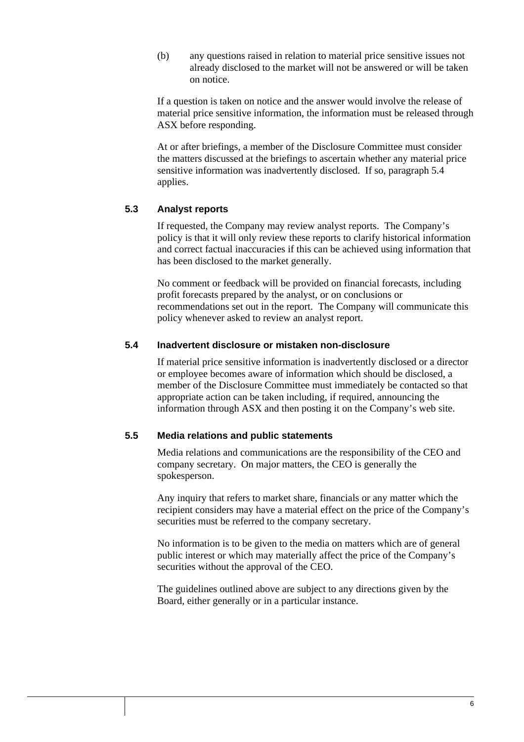(b) any questions raised in relation to material price sensitive issues not already disclosed to the market will not be answered or will be taken on notice.

If a question is taken on notice and the answer would involve the release of material price sensitive information, the information must be released through ASX before responding.

At or after briefings, a member of the Disclosure Committee must consider the matters discussed at the briefings to ascertain whether any material price sensitive information was inadvertently disclosed. If so, paragraph 5.4 applies.

### 5.3 Analyst reports

If requested, the Company may review analyst reports. The Company's policy is that it will only review these reports to clarify historical information and correct factual inaccuracies if this can be achieved using information that has been disclosed to the market generally.

No comment or feedback will be provided on financial forecasts, including profit forecasts prepared by the analyst, or on conclusions or recommendations set out in the report. The Company will communicate this policy whenever asked to review an analyst report.

### 5.4 Inadvertent disclosure or mistaken non-disclosure

If material price sensitive information is inadvertently disclosed or a director or employee becomes aware of information which should be disclosed, a member of the Disclosure Committee must immediately be contacted so that appropriate action can be taken including, if required, announcing the information through ASX and then posting it on the Company's web site.

### 5.5 Media relations and public statements

Media relations and communications are the responsibility of the CEO and company secretary. On major matters, the CEO is generally the spokesperson.

Any inquiry that refers to market share, financials or any matter which the recipient considers may have a material effect on the price of the Company's securities must be referred to the company secretary.

No information is to be given to the media on matters which are of general public interest or which may materially affect the price of the Company's securities without the approval of the CEO.

The guidelines outlined above are subject to any directions given by the Board, either generally or in a particular instance.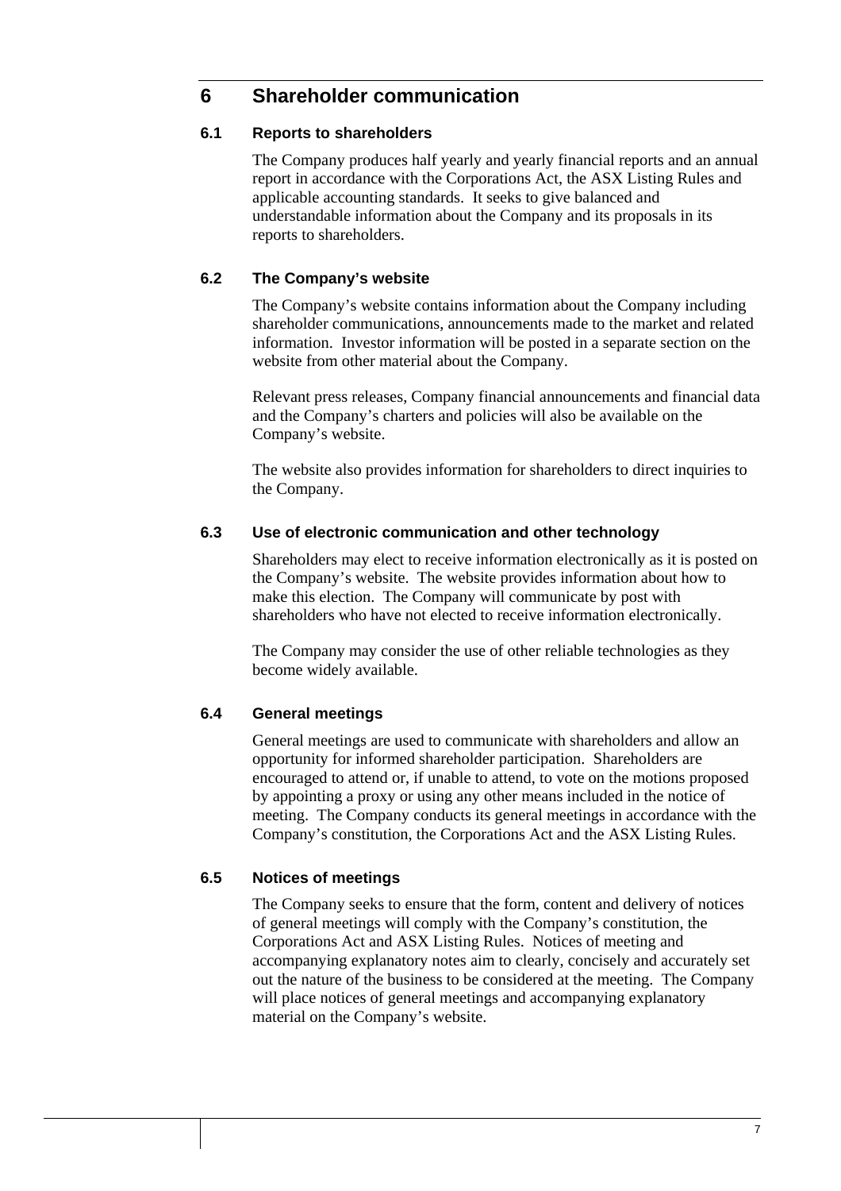# 6 Shareholder communication

## 6.1 Reports to shareholders

The Company produces half yearly and yearly financial reports and an annual report in accordance with the Corporations Act, the ASX Listing Rules and applicable accounting standards. It seeks to give balanced and understandable information about the Company and its proposals in its reports to shareholders.

## 6.2 The Company's website

The Company's website contains information about the Company including shareholder communications, announcements made to the market and related information. Investor information will be posted in a separate section on the website from other material about the Company.

Relevant press releases, Company financial announcements and financial data and the Company's charters and policies will also be available on the Company's website.

The website also provides information for shareholders to direct inquiries to the Company.

## 6.3 Use of electronic communication and other technology

Shareholders may elect to receive information electronically as it is posted on the Company's website. The website provides information about how to make this election. The Company will communicate by post with shareholders who have not elected to receive information electronically.

The Company may consider the use of other reliable technologies as they become widely available.

## 6.4 General meetings

General meetings are used to communicate with shareholders and allow an opportunity for informed shareholder participation. Shareholders are encouraged to attend or, if unable to attend, to vote on the motions proposed by appointing a proxy or using any other means included in the notice of meeting. The Company conducts its general meetings in accordance with the Company's constitution, the Corporations Act and the ASX Listing Rules.

## 6.5 Notices of meetings

The Company seeks to ensure that the form, content and delivery of notices of general meetings will comply with the Company's constitution, the Corporations Act and ASX Listing Rules. Notices of meeting and accompanying explanatory notes aim to clearly, concisely and accurately set out the nature of the business to be considered at the meeting. The Company will place notices of general meetings and accompanying explanatory material on the Company's website.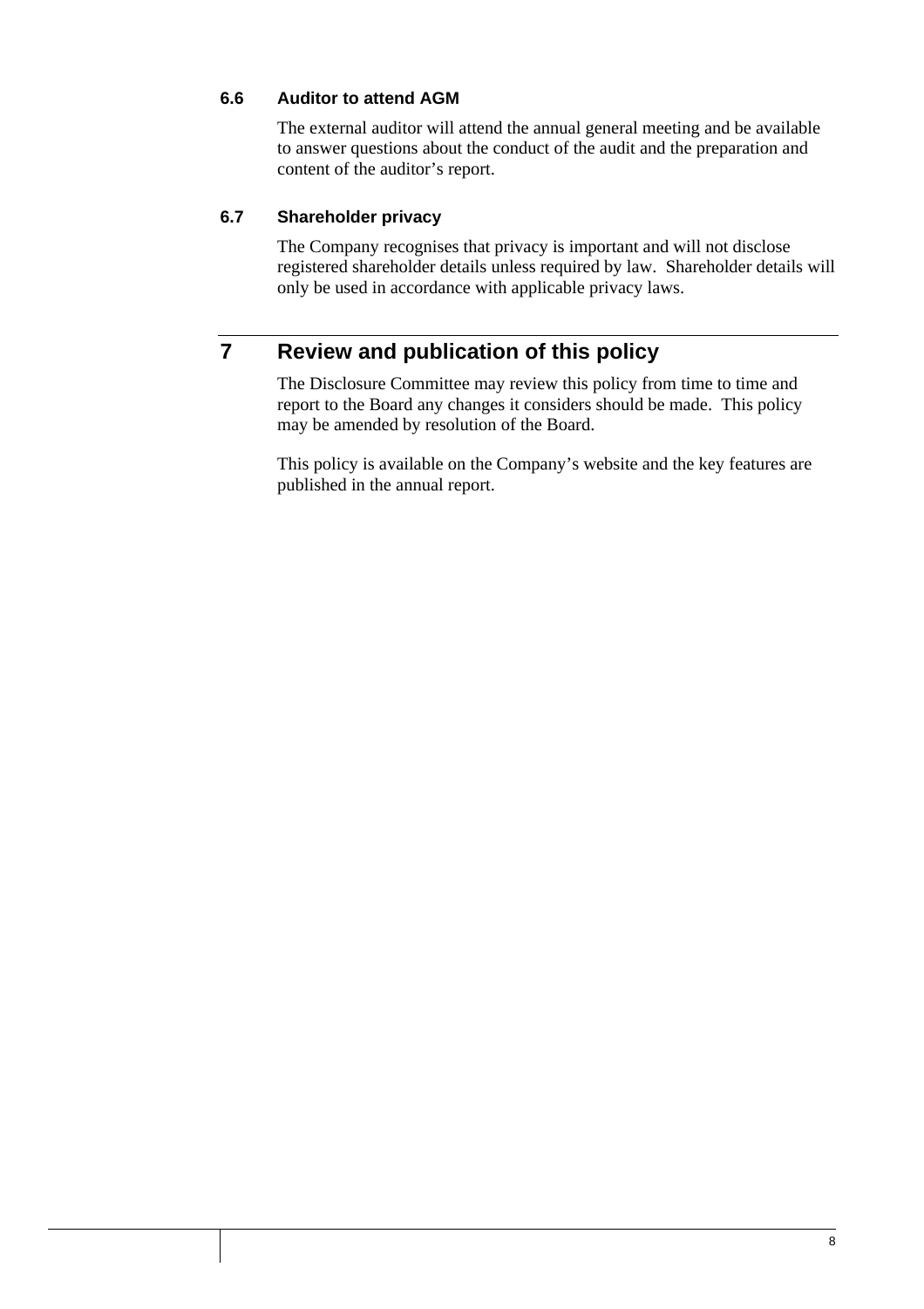### 6.6 Auditor to attend AGM

The external auditor will attend the annual general meeting and be available to answer questions about the conduct of the audit and the preparation and content of the auditor's report.

### 6.7 Shareholder privacy

The Company recognises that privacy is important and will not disclose registered shareholder details unless required by law. Shareholder details will only be used in accordance with applicable privacy laws.

## 7 Review and publication of this policy

The Disclosure Committee may review this policy from time to time and report to the Board any changes it considers should be made. This policy may be amended by resolution of the Board.

This policy is available on the Company's website and the key features are published in the annual report.